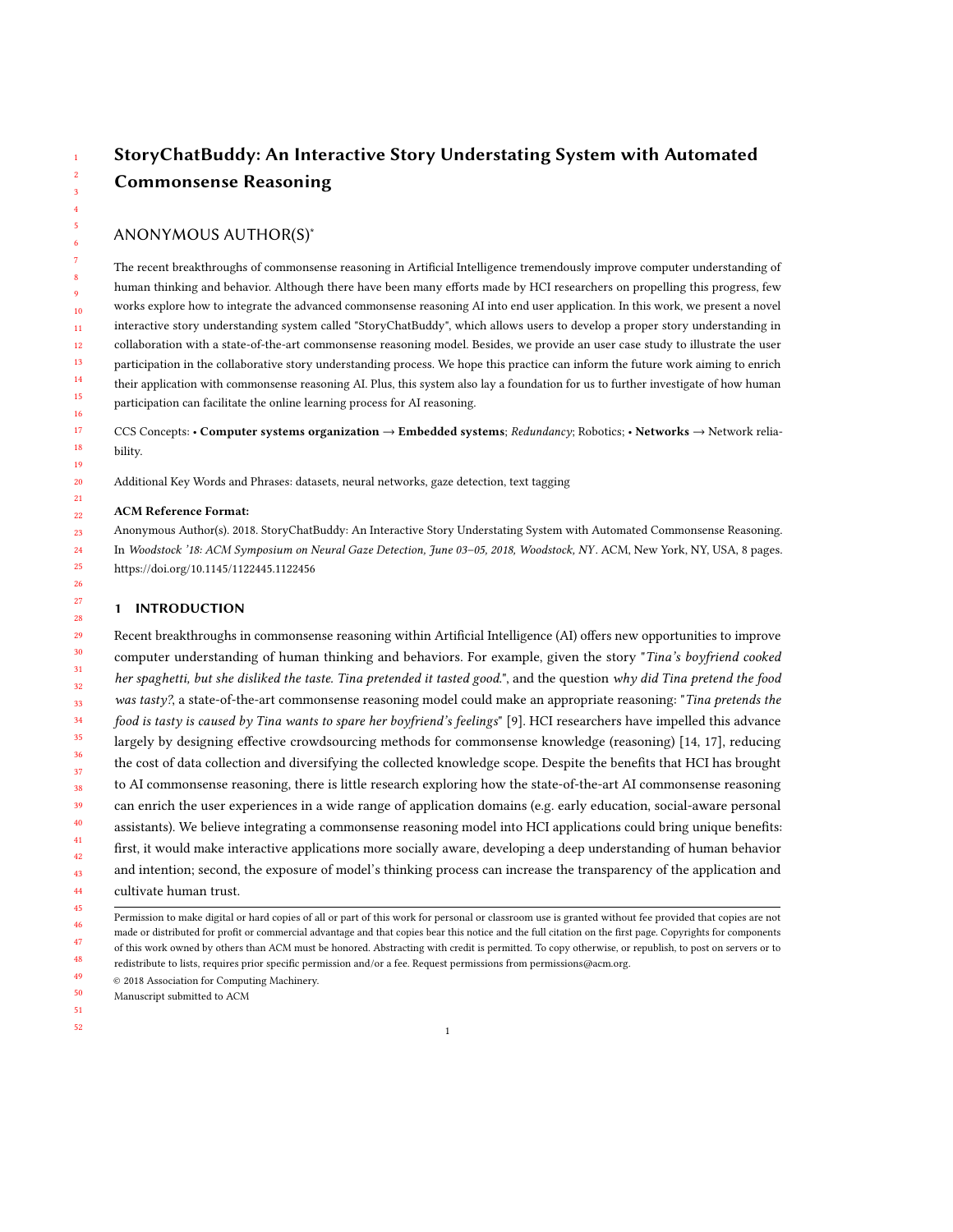# StoryChatBuddy: An Interactive Story Understating System with Automated Commonsense Reasoning

ANONYMOUS AUTHOR(S)*

The recent breakthroughs of commonsense reasoning in Artificial Intelligence tremendously improve computer understanding of human thinking and behavior. Although there have been many efforts made by HCI researchers on propelling this progress, few works explore how to integrate the advanced commonsense reasoning AI into end user application. In this work, we present a novel interactive story understanding system called "StoryChatBuddy", which allows users to develop a proper story understanding in collaboration with a state-of-the-art commonsense reasoning model. Besides, we provide an user case study to illustrate the user participation in the collaborative story understanding process. We hope this practice can inform the future work aiming to enrich their application with commonsense reasoning AI. Plus, this system also lay a foundation for us to further investigate of how human participation can facilitate the online learning process for AI reasoning.

CCS Concepts: • **Computer systems organization** → **Embedded systems**; *Redundancy*; Robotics; • **Networks** → Network reliability.

Additional Key Words and Phrases: datasets, neural networks, gaze detection, text tagging

**ACM Reference Format:**
Anonymous Author(s). 2018. StoryChatBuddy: An Interactive Story Understating System with Automated Commonsense Reasoning. In *Woodstock '18: ACM Symposium on Neural Gaze Detection, June 03–05, 2018, Woodstock, NY*. ACM, New York, NY, USA, 8 pages. https://doi.org/10.1145/1122445.1122456

## 1 INTRODUCTION

Recent breakthroughs in commonsense reasoning within Artificial Intelligence (AI) offers new opportunities to improve computer understanding of human thinking and behaviors. For example, given the story "*Tina's boyfriend cooked her spaghetti, but she disliked the taste. Tina pretended it tasted good.*", and the question *why did Tina pretend the food was tasty?*, a state-of-the-art commonsense reasoning model could make an appropriate reasoning: "*Tina pretends the food is tasty is caused by Tina wants to spare her boyfriend's feelings*" [9]. HCI researchers have impelled this advance largely by designing effective crowdsourcing methods for commonsense knowledge (reasoning) [14, 17], reducing the cost of data collection and diversifying the collected knowledge scope. Despite the benefits that HCI has brought to AI commonsense reasoning, there is little research exploring how the state-of-the-art AI commonsense reasoning can enrich the user experiences in a wide range of application domains (e.g. early education, social-aware personal assistants). We believe integrating a commonsense reasoning model into HCI applications could bring unique benefits: first, it would make interactive applications more socially aware, developing a deep understanding of human behavior and intention; second, the exposure of model's thinking process can increase the transparency of the application and cultivate human trust.

Permission to make digital or hard copies of all or part of this work for personal or classroom use is granted without fee provided that copies are not made or distributed for profit or commercial advantage and that copies bear this notice and the full citation on the first page. Copyrights for components of this work owned by others than ACM must be honored. Abstracting with credit is permitted. To copy otherwise, or republish, to post on servers or to redistribute to lists, requires prior specific permission and/or a fee. Request permissions from permissions@acm.org.

© 2018 Association for Computing Machinery.

Manuscript submitted to ACM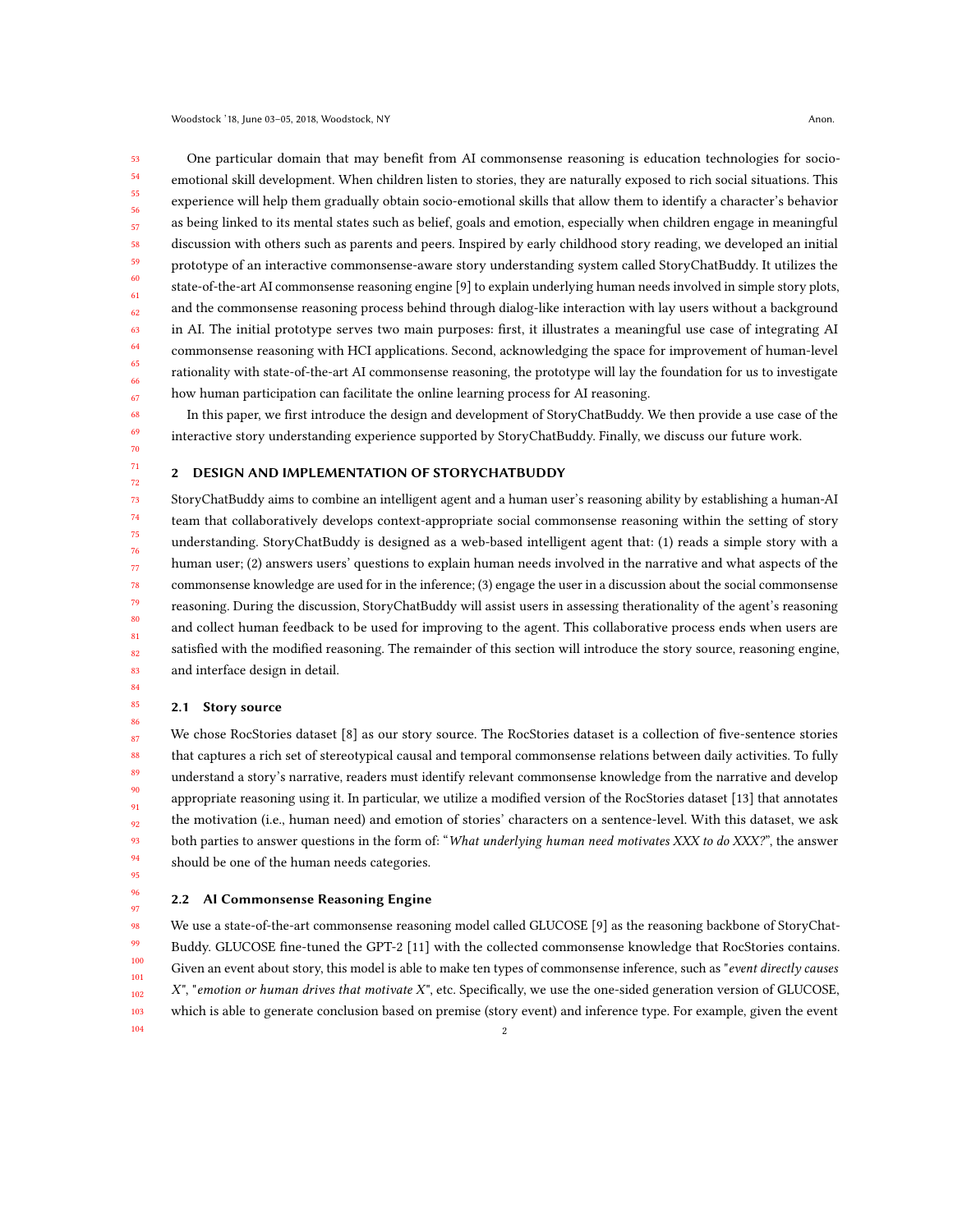One particular domain that may benefit from AI commonsense reasoning is education technologies for socio-emotional skill development. When children listen to stories, they are naturally exposed to rich social situations. This experience will help them gradually obtain socio-emotional skills that allow them to identify a character's behavior as being linked to its mental states such as belief, goals and emotion, especially when children engage in meaningful discussion with others such as parents and peers. Inspired by early childhood story reading, we developed an initial prototype of an interactive commonsense-aware story understanding system called StoryChatBuddy. It utilizes the state-of-the-art AI commonsense reasoning engine [9] to explain underlying human needs involved in simple story plots, and the commonsense reasoning process behind through dialog-like interaction with lay users without a background in AI. The initial prototype serves two main purposes: first, it illustrates a meaningful use case of integrating AI commonsense reasoning with HCI applications. Second, acknowledging the space for improvement of human-level rationality with state-of-the-art AI commonsense reasoning, the prototype will lay the foundation for us to investigate how human participation can facilitate the online learning process for AI reasoning.

In this paper, we first introduce the design and development of StoryChatBuddy. We then provide a use case of the interactive story understanding experience supported by StoryChatBuddy. Finally, we discuss our future work.

## 2 DESIGN AND IMPLEMENTATION OF STORYCHATBUDDY

StoryChatBuddy aims to combine an intelligent agent and a human user's reasoning ability by establishing a human-AI team that collaboratively develops context-appropriate social commonsense reasoning within the setting of story understanding. StoryChatBuddy is designed as a web-based intelligent agent that: (1) reads a simple story with a human user; (2) answers users' questions to explain human needs involved in the narrative and what aspects of the commonsense knowledge are used for in the inference; (3) engage the user in a discussion about the social commonsense reasoning. During the discussion, StoryChatBuddy will assist users in assessing therationality of the agent's reasoning and collect human feedback to be used for improving to the agent. This collaborative process ends when users are satisfied with the modified reasoning. The remainder of this section will introduce the story source, reasoning engine, and interface design in detail.

### 2.1 Story source

We chose RocStories dataset [8] as our story source. The RocStories dataset is a collection of five-sentence stories that captures a rich set of stereotypical causal and temporal commonsense relations between daily activities. To fully understand a story's narrative, readers must identify relevant commonsense knowledge from the narrative and develop appropriate reasoning using it. In particular, we utilize a modified version of the RocStories dataset [13] that annotates the motivation (i.e., human need) and emotion of stories' characters on a sentence-level. With this dataset, we ask both parties to answer questions in the form of: "*What underlying human need motivates XXX to do XXX?*", the answer should be one of the human needs categories.

### 2.2 AI Commonsense Reasoning Engine

We use a state-of-the-art commonsense reasoning model called GLUCOSE [9] as the reasoning backbone of StoryChat-Buddy. GLUCOSE fine-tuned the GPT-2 [11] with the collected commonsense knowledge that RocStories contains. Given an event about story, this model is able to make ten types of commonsense inference, such as "*event directly causes X*", "*emotion or human drives that motivate X*", etc. Specifically, we use the one-sided generation version of GLUCOSE, which is able to generate conclusion based on premise (story event) and inference type. For example, given the event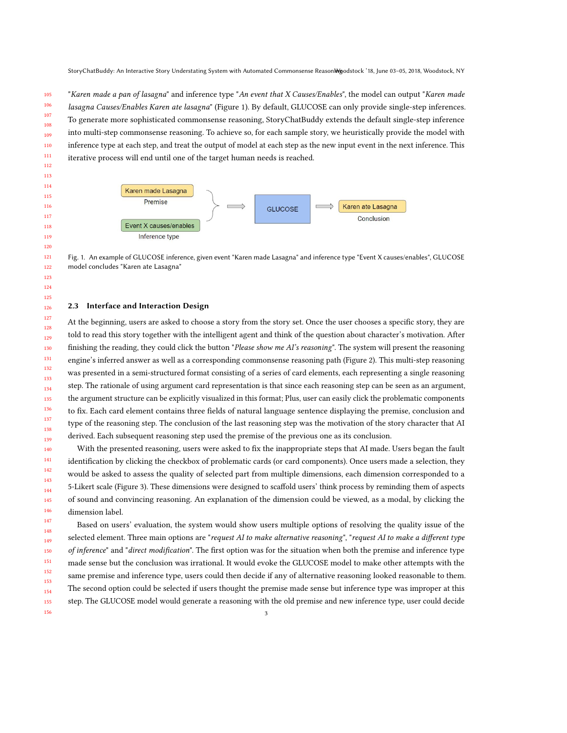"*Karen made a pan of lasagna*" and inference type "*An event that X Causes/Enables*", the model can output "*Karen made lasagna Causes/Enables Karen ate lasagna*" (Figure 1). By default, GLUCOSE can only provide single-step inferences. To generate more sophisticated commonsense reasoning, StoryChatBuddy extends the default single-step inference into multi-step commonsense reasoning. To achieve so, for each sample story, we heuristically provide the model with inference type at each step, and treat the output of model at each step as the new input event in the next inference. This iterative process will end until one of the target human needs is reached.

Karen made Lasagna
Premise

Event X causes/enables
Inference type

GLUCOSE

Karen ate Lasagna
Conclusion

Fig. 1. An example of GLUCOSE inference, given event "Karen made Lasagna" and inference type "Event X causes/enables", GLUCOSE model concludes "Karen ate Lasagna"

### 2.3 Interface and Interaction Design

At the beginning, users are asked to choose a story from the story set. Once the user chooses a specific story, they are told to read this story together with the intelligent agent and think of the question about character's motivation. After finishing the reading, they could click the button "*Please show me AI's reasoning*". The system will present the reasoning engine's inferred answer as well as a corresponding commonsense reasoning path (Figure 2). This multi-step reasoning was presented in a semi-structured format consisting of a series of card elements, each representing a single reasoning step. The rationale of using argument card representation is that since each reasoning step can be seen as an argument, the argument structure can be explicitly visualized in this format; Plus, user can easily click the problematic components to fix. Each card element contains three fields of natural language sentence displaying the premise, conclusion and type of the reasoning step. The conclusion of the last reasoning step was the motivation of the story character that AI derived. Each subsequent reasoning step used the premise of the previous one as its conclusion.

With the presented reasoning, users were asked to fix the inappropriate steps that AI made. Users began the fault identification by clicking the checkbox of problematic cards (or card components). Once users made a selection, they would be asked to assess the quality of selected part from multiple dimensions, each dimension corresponded to a 5-Likert scale (Figure 3). These dimensions were designed to scaffold users' think process by reminding them of aspects of sound and convincing reasoning. An explanation of the dimension could be viewed, as a modal, by clicking the dimension label.

Based on users' evaluation, the system would show users multiple options of resolving the quality issue of the selected element. Three main options are "*request AI to make alternative reasoning*", "*request AI to make a different type of inference*" and "*direct modification*". The first option was for the situation when both the premise and inference type made sense but the conclusion was irrational. It would evoke the GLUCOSE model to make other attempts with the same premise and inference type, users could then decide if any of alternative reasoning looked reasonable to them. The second option could be selected if users thought the premise made sense but inference type was improper at this step. The GLUCOSE model would generate a reasoning with the old premise and new inference type, user could decide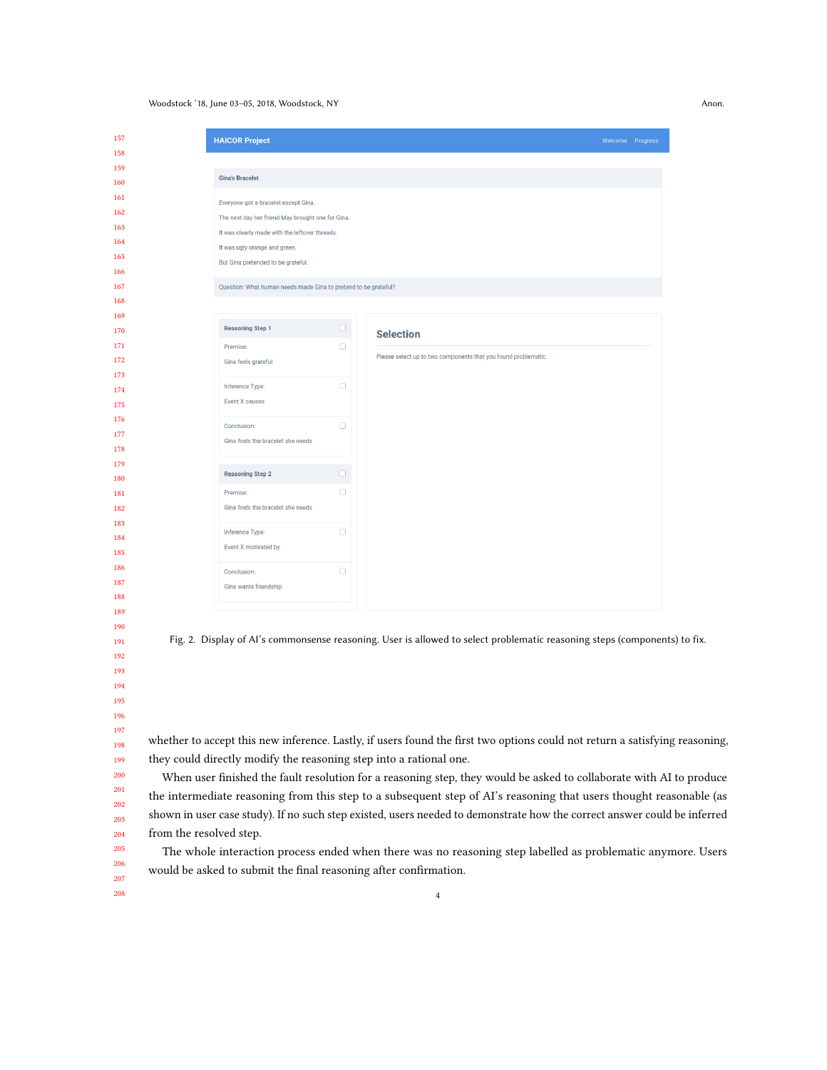Fig. 2. Display of AI's commonsense reasoning. User is allowed to select problematic reasoning steps (components) to fix.

whether to accept this new inference. Lastly, if users found the first two options could not return a satisfying reasoning, they could directly modify the reasoning step into a rational one.

When user finished the fault resolution for a reasoning step, they would be asked to collaborate with AI to produce the intermediate reasoning from this step to a subsequent step of AI's reasoning that users thought reasonable (as shown in user case study). If no such step existed, users needed to demonstrate how the correct answer could be inferred from the resolved step.

The whole interaction process ended when there was no reasoning step labelled as problematic anymore. Users would be asked to submit the final reasoning after confirmation.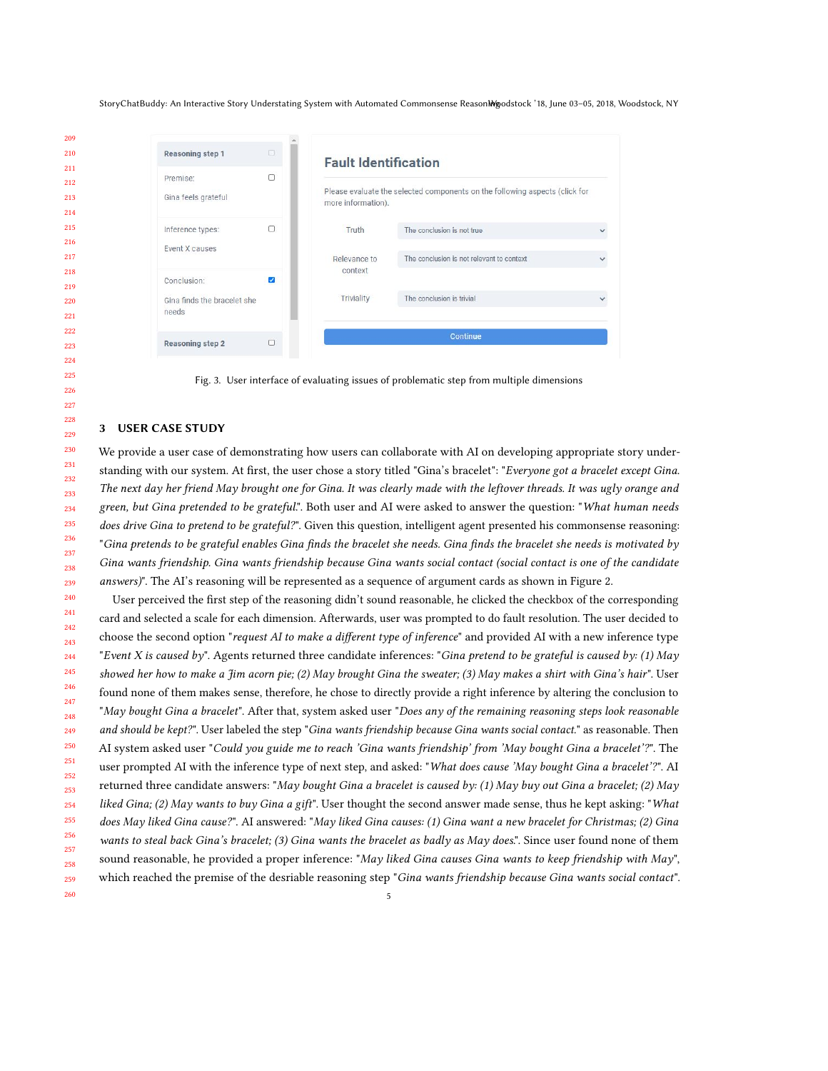Fig. 3. User interface of evaluating issues of problematic step from multiple dimensions

## 3 USER CASE STUDY

We provide a user case of demonstrating how users can collaborate with AI on developing appropriate story understanding with our system. At first, the user chose a story titled "Gina's bracelet": "*Everyone got a bracelet except Gina. The next day her friend May brought one for Gina. It was clearly made with the leftover threads. It was ugly orange and green, but Gina pretended to be grateful.*". Both user and AI were asked to answer the question: "*What human needs does drive Gina to pretend to be grateful?*". Given this question, intelligent agent presented his commonsense reasoning: "*Gina pretends to be grateful enables Gina finds the bracelet she needs. Gina finds the bracelet she needs is motivated by Gina wants friendship. Gina wants friendship because Gina wants social contact (social contact is one of the candidate answers)*". The AI's reasoning will be represented as a sequence of argument cards as shown in Figure 2.

User perceived the first step of the reasoning didn't sound reasonable, he clicked the checkbox of the corresponding card and selected a scale for each dimension. Afterwards, user was prompted to do fault resolution. The user decided to choose the second option "*request AI to make a different type of inference*" and provided AI with a new inference type "*Event X is caused by*". Agents returned three candidate inferences: "*Gina pretend to be grateful is caused by: (1) May showed her how to make a Jim acorn pie; (2) May brought Gina the sweater; (3) May makes a shirt with Gina's hair*". User found none of them makes sense, therefore, he chose to directly provide a right inference by altering the conclusion to "*May bought Gina a bracelet*". After that, system asked user "*Does any of the remaining reasoning steps look reasonable and should be kept?*". User labeled the step "*Gina wants friendship because Gina wants social contact.*" as reasonable. Then AI system asked user "*Could you guide me to reach 'Gina wants friendship' from 'May bought Gina a bracelet'?*". The user prompted AI with the inference type of next step, and asked: "*What does cause 'May bought Gina a bracelet'?*". AI returned three candidate answers: "*May bought Gina a bracelet is caused by: (1) May buy out Gina a bracelet; (2) May liked Gina; (3) May wants to buy Gina a gift*". User thought the second answer made sense, thus he kept asking: "*What does May liked Gina cause?*". AI answered: "*May liked Gina causes: (1) Gina want a new bracelet for Christmas; (2) Gina wants to steal back Gina's bracelet; (3) Gina wants the bracelet as badly as May does.*". Since user found none of them sound reasonable, he provided a proper inference: "*May liked Gina causes Gina wants to keep friendship with May*", which reached the premise of the desriable reasoning step "*Gina wants friendship because Gina wants social contact*".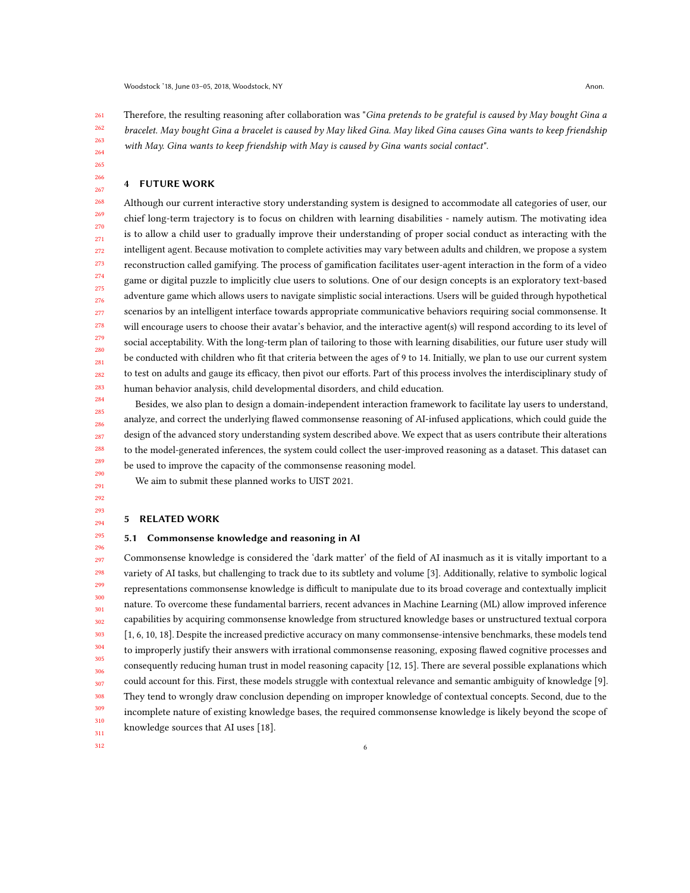Therefore, the resulting reasoning after collaboration was "*Gina pretends to be grateful is caused by May bought Gina a bracelet. May bought Gina a bracelet is caused by May liked Gina. May liked Gina causes Gina wants to keep friendship with May. Gina wants to keep friendship with May is caused by Gina wants social contact*".

## 4 FUTURE WORK

Although our current interactive story understanding system is designed to accommodate all categories of user, our chief long-term trajectory is to focus on children with learning disabilities - namely autism. The motivating idea is to allow a child user to gradually improve their understanding of proper social conduct as interacting with the intelligent agent. Because motivation to complete activities may vary between adults and children, we propose a system reconstruction called gamifying. The process of gamification facilitates user-agent interaction in the form of a video game or digital puzzle to implicitly clue users to solutions. One of our design concepts is an exploratory text-based adventure game which allows users to navigate simplistic social interactions. Users will be guided through hypothetical scenarios by an intelligent interface towards appropriate communicative behaviors requiring social commonsense. It will encourage users to choose their avatar's behavior, and the interactive agent(s) will respond according to its level of social acceptability. With the long-term plan of tailoring to those with learning disabilities, our future user study will be conducted with children who fit that criteria between the ages of 9 to 14. Initially, we plan to use our current system to test on adults and gauge its efficacy, then pivot our efforts. Part of this process involves the interdisciplinary study of human behavior analysis, child developmental disorders, and child education.

Besides, we also plan to design a domain-independent interaction framework to facilitate lay users to understand, analyze, and correct the underlying flawed commonsense reasoning of AI-infused applications, which could guide the design of the advanced story understanding system described above. We expect that as users contribute their alterations to the model-generated inferences, the system could collect the user-improved reasoning as a dataset. This dataset can be used to improve the capacity of the commonsense reasoning model.

We aim to submit these planned works to UIST 2021.

## 5 RELATED WORK

### 5.1 Commonsense knowledge and reasoning in AI

Commonsense knowledge is considered the 'dark matter' of the field of AI inasmuch as it is vitally important to a variety of AI tasks, but challenging to track due to its subtlety and volume [3]. Additionally, relative to symbolic logical representations commonsense knowledge is difficult to manipulate due to its broad coverage and contextually implicit nature. To overcome these fundamental barriers, recent advances in Machine Learning (ML) allow improved inference capabilities by acquiring commonsense knowledge from structured knowledge bases or unstructured textual corpora [1, 6, 10, 18]. Despite the increased predictive accuracy on many commonsense-intensive benchmarks, these models tend to improperly justify their answers with irrational commonsense reasoning, exposing flawed cognitive processes and consequently reducing human trust in model reasoning capacity [12, 15]. There are several possible explanations which could account for this. First, these models struggle with contextual relevance and semantic ambiguity of knowledge [9]. They tend to wrongly draw conclusion depending on improper knowledge of contextual concepts. Second, due to the incomplete nature of existing knowledge bases, the required commonsense knowledge is likely beyond the scope of knowledge sources that AI uses [18].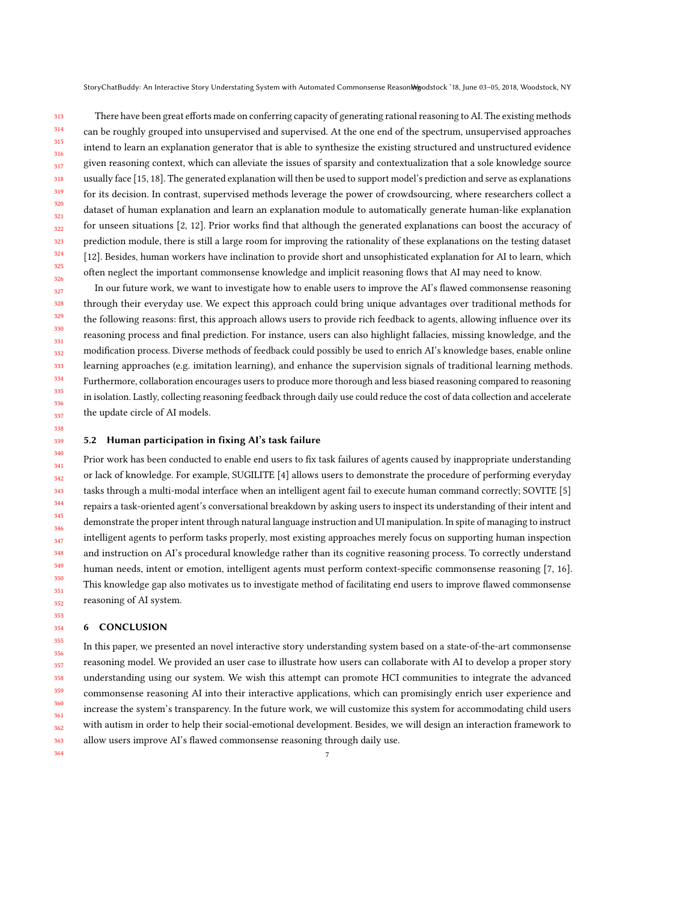There have been great efforts made on conferring capacity of generating rational reasoning to AI. The existing methods can be roughly grouped into unsupervised and supervised. At the one end of the spectrum, unsupervised approaches intend to learn an explanation generator that is able to synthesize the existing structured and unstructured evidence given reasoning context, which can alleviate the issues of sparsity and contextualization that a sole knowledge source usually face [15, 18]. The generated explanation will then be used to support model's prediction and serve as explanations for its decision. In contrast, supervised methods leverage the power of crowdsourcing, where researchers collect a dataset of human explanation and learn an explanation module to automatically generate human-like explanation for unseen situations [2, 12]. Prior works find that although the generated explanations can boost the accuracy of prediction module, there is still a large room for improving the rationality of these explanations on the testing dataset [12]. Besides, human workers have inclination to provide short and unsophisticated explanation for AI to learn, which often neglect the important commonsense knowledge and implicit reasoning flows that AI may need to know.

In our future work, we want to investigate how to enable users to improve the AI's flawed commonsense reasoning through their everyday use. We expect this approach could bring unique advantages over traditional methods for the following reasons: first, this approach allows users to provide rich feedback to agents, allowing influence over its reasoning process and final prediction. For instance, users can also highlight fallacies, missing knowledge, and the modification process. Diverse methods of feedback could possibly be used to enrich AI's knowledge bases, enable online learning approaches (e.g. imitation learning), and enhance the supervision signals of traditional learning methods. Furthermore, collaboration encourages users to produce more thorough and less biased reasoning compared to reasoning in isolation. Lastly, collecting reasoning feedback through daily use could reduce the cost of data collection and accelerate the update circle of AI models.

### 5.2 Human participation in fixing AI's task failure

Prior work has been conducted to enable end users to fix task failures of agents caused by inappropriate understanding or lack of knowledge. For example, SUGILITE [4] allows users to demonstrate the procedure of performing everyday tasks through a multi-modal interface when an intelligent agent fail to execute human command correctly; SOVITE [5] repairs a task-oriented agent's conversational breakdown by asking users to inspect its understanding of their intent and demonstrate the proper intent through natural language instruction and UI manipulation. In spite of managing to instruct intelligent agents to perform tasks properly, most existing approaches merely focus on supporting human inspection and instruction on AI's procedural knowledge rather than its cognitive reasoning process. To correctly understand human needs, intent or emotion, intelligent agents must perform context-specific commonsense reasoning [7, 16]. This knowledge gap also motivates us to investigate method of facilitating end users to improve flawed commonsense reasoning of AI system.

## 6 CONCLUSION

In this paper, we presented an novel interactive story understanding system based on a state-of-the-art commonsense reasoning model. We provided an user case to illustrate how users can collaborate with AI to develop a proper story understanding using our system. We wish this attempt can promote HCI communities to integrate the advanced commonsense reasoning AI into their interactive applications, which can promisingly enrich user experience and increase the system's transparency. In the future work, we will customize this system for accommodating child users with autism in order to help their social-emotional development. Besides, we will design an interaction framework to allow users improve AI's flawed commonsense reasoning through daily use.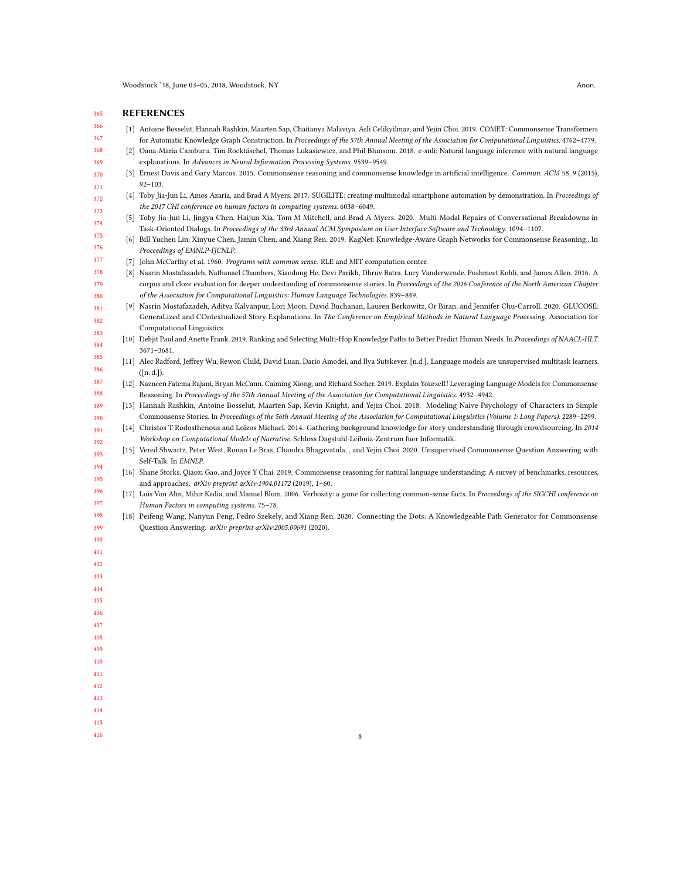## REFERENCES

[1] Antoine Bosselut, Hannah Rashkin, Maarten Sap, Chaitanya Malaviya, Asli Celikyilmaz, and Yejin Choi. 2019. COMET: Commonsense Transformers for Automatic Knowledge Graph Construction. In *Proceedings of the 57th Annual Meeting of the Association for Computational Linguistics*. 4762–4779.

[2] Oana-Maria Camburu, Tim Rocktäschel, Thomas Lukasiewicz, and Phil Blunsom. 2018. e-snli: Natural language inference with natural language explanations. In *Advances in Neural Information Processing Systems*. 9539–9549.

[3] Ernest Davis and Gary Marcus. 2015. Commonsense reasoning and commonsense knowledge in artificial intelligence. *Commun. ACM* 58, 9 (2015), 92–103.

[4] Toby Jia-Jun Li, Amos Azaria, and Brad A Myers. 2017. SUGILITE: creating multimodal smartphone automation by demonstration. In *Proceedings of the 2017 CHI conference on human factors in computing systems*. 6038–6049.

[5] Toby Jia-Jun Li, Jingya Chen, Haijun Xia, Tom M Mitchell, and Brad A Myers. 2020. Multi-Modal Repairs of Conversational Breakdowns in Task-Oriented Dialogs. In *Proceedings of the 33rd Annual ACM Symposium on User Interface Software and Technology*. 1094–1107.

[6] Bill Yuchen Lin, Xinyue Chen, Jamin Chen, and Xiang Ren. 2019. KagNet: Knowledge-Aware Graph Networks for Commonsense Reasoning.. In *Proceedings of EMNLP-IJCNLP*.

[7] John McCarthy et al. 1960. *Programs with common sense*. RLE and MIT computation center.

[8] Nasrin Mostafazadeh, Nathanael Chambers, Xiaodong He, Devi Parikh, Dhruv Batra, Lucy Vanderwende, Pushmeet Kohli, and James Allen. 2016. A corpus and cloze evaluation for deeper understanding of commonsense stories. In *Proceedings of the 2016 Conference of the North American Chapter of the Association for Computational Linguistics: Human Language Technologies*. 839–849.

[9] Nasrin Mostafazadeh, Aditya Kalyanpur, Lori Moon, David Buchanan, Lauren Berkowitz, Or Biran, and Jennifer Chu-Carroll. 2020. GLUCOSE: GeneraLized and COntextualized Story Explanations. In *The Conference on Empirical Methods in Natural Language Processing*. Association for Computational Linguistics.

[10] Debjit Paul and Anette Frank. 2019. Ranking and Selecting Multi-Hop Knowledge Paths to Better Predict Human Needs. In *Proceedings of NAACL-HLT*. 3671–3681.

[11] Alec Radford, Jeffrey Wu, Rewon Child, David Luan, Dario Amodei, and Ilya Sutskever. [n.d.]. Language models are unsupervised multitask learners. ([n. d.]).

[12] Nazneen Fatema Rajani, Bryan McCann, Caiming Xiong, and Richard Socher. 2019. Explain Yourself! Leveraging Language Models for Commonsense Reasoning. In *Proceedings of the 57th Annual Meeting of the Association for Computational Linguistics*. 4932–4942.

[13] Hannah Rashkin, Antoine Bosselut, Maarten Sap, Kevin Knight, and Yejin Choi. 2018. Modeling Naive Psychology of Characters in Simple Commonsense Stories. In *Proceedings of the 56th Annual Meeting of the Association for Computational Linguistics (Volume 1: Long Papers)*. 2289–2299.

[14] Christos T Rodosthenous and Loizos Michael. 2014. Gathering background knowledge for story understanding through crowdsourcing. In *2014 Workshop on Computational Models of Narrative*. Schloss Dagstuhl-Leibniz-Zentrum fuer Informatik.

[15] Vered Shwartz, Peter West, Ronan Le Bras, Chandra Bhagavatula, , and Yejin Choi. 2020. Unsupervised Commonsense Question Answering with Self-Talk. In *EMNLP*.

[16] Shane Storks, Qiaozi Gao, and Joyce Y Chai. 2019. Commonsense reasoning for natural language understanding: A survey of benchmarks, resources, and approaches. *arXiv preprint arXiv:1904.01172* (2019), 1–60.

[17] Luis Von Ahn, Mihir Kedia, and Manuel Blum. 2006. Verbosity: a game for collecting common-sense facts. In *Proceedings of the SIGCHI conference on Human Factors in computing systems*. 75–78.

[18] Peifeng Wang, Nanyun Peng, Pedro Szekely, and Xiang Ren. 2020. Connecting the Dots: A Knowledgeable Path Generator for Commonsense Question Answering. *arXiv preprint arXiv:2005.00691* (2020).